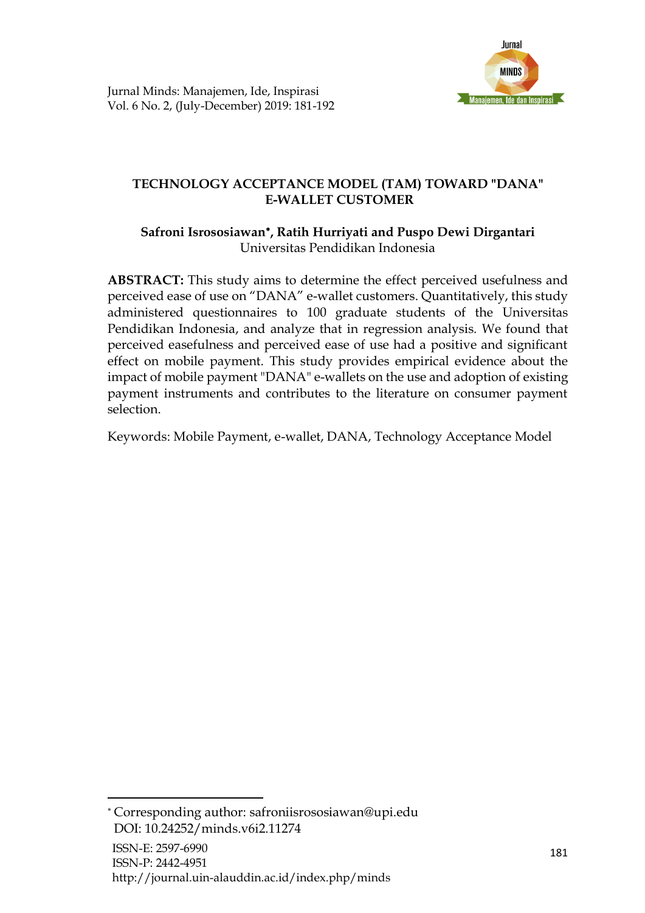# TECHNOLOGY ACCEPTANCE MODEL (TAM) TOWARD "DANA" E-WALLET CUSTOMER

**Safroni Isrososiawan*, Ratih Hurriyati and Puspo Dewi Dirgantari**
Universitas Pendidikan Indonesia

**ABSTRACT:** This study aims to determine the effect perceived usefulness and perceived ease of use on "DANA" e-wallet customers. Quantitatively, this study administered questionnaires to 100 graduate students of the Universitas Pendidikan Indonesia, and analyze that in regression analysis. We found that perceived easefulness and perceived ease of use had a positive and significant effect on mobile payment. This study provides empirical evidence about the impact of mobile payment "DANA" e-wallets on the use and adoption of existing payment instruments and contributes to the literature on consumer payment selection.

Keywords: Mobile Payment, e-wallet, DANA, Technology Acceptance Model

---

* Corresponding author: safroniisrososiawan@upi.edu
DOI: 10.24252/minds.v6i2.11274

ISSN-E: 2597-6990
ISSN-P: 2442-4951
http://journal.uin-alauddin.ac.id/index.php/minds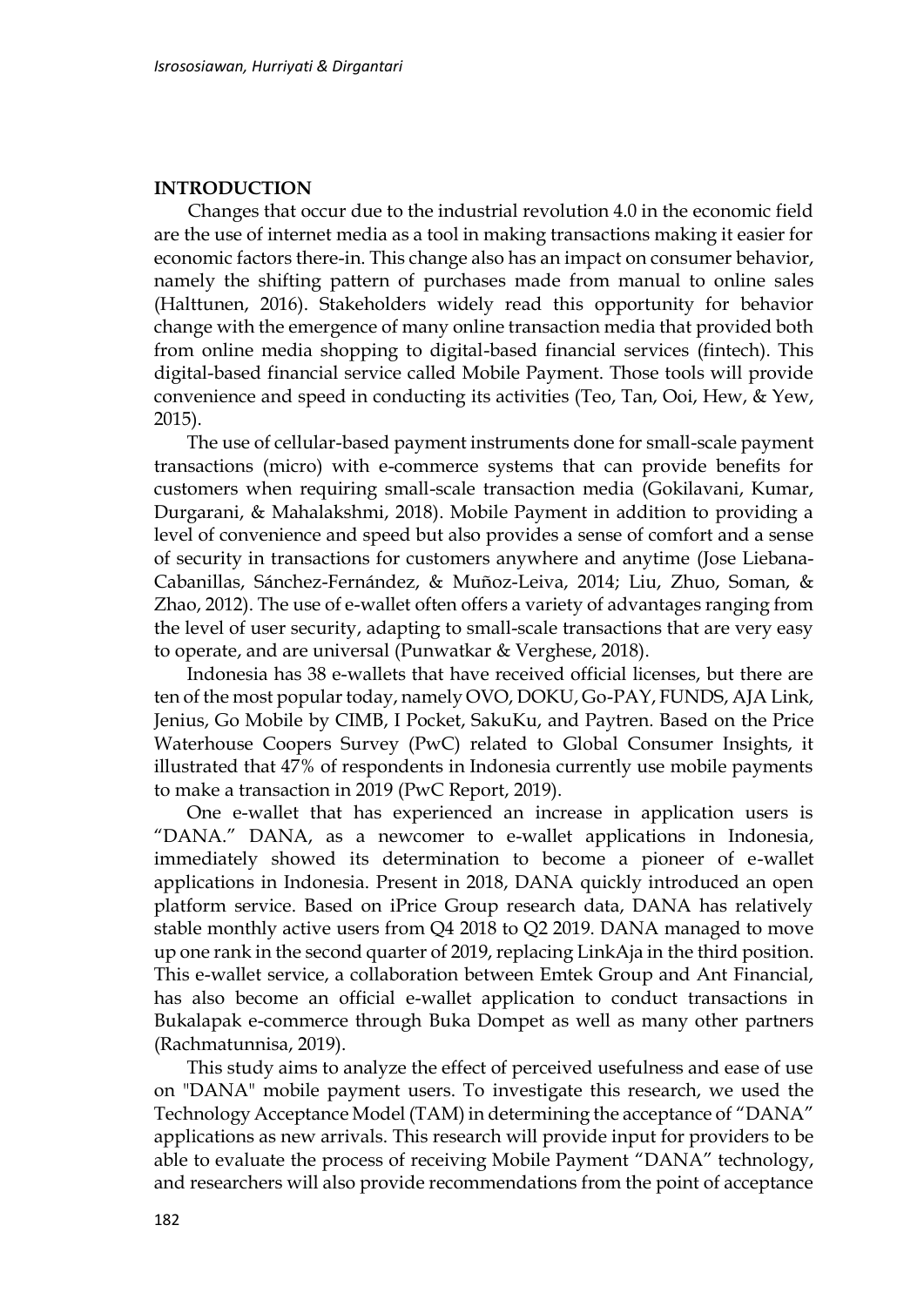## INTRODUCTION

Changes that occur due to the industrial revolution 4.0 in the economic field are the use of internet media as a tool in making transactions making it easier for economic factors there-in. This change also has an impact on consumer behavior, namely the shifting pattern of purchases made from manual to online sales (Halttunen, 2016). Stakeholders widely read this opportunity for behavior change with the emergence of many online transaction media that provided both from online media shopping to digital-based financial services (fintech). This digital-based financial service called Mobile Payment. Those tools will provide convenience and speed in conducting its activities (Teo, Tan, Ooi, Hew, & Yew, 2015).

The use of cellular-based payment instruments done for small-scale payment transactions (micro) with e-commerce systems that can provide benefits for customers when requiring small-scale transaction media (Gokilavani, Kumar, Durgarani, & Mahalakshmi, 2018). Mobile Payment in addition to providing a level of convenience and speed but also provides a sense of comfort and a sense of security in transactions for customers anywhere and anytime (Jose Liebana-Cabanillas, Sánchez-Fernández, & Muñoz-Leiva, 2014; Liu, Zhuo, Soman, & Zhao, 2012). The use of e-wallet often offers a variety of advantages ranging from the level of user security, adapting to small-scale transactions that are very easy to operate, and are universal (Punwatkar & Verghese, 2018).

Indonesia has 38 e-wallets that have received official licenses, but there are ten of the most popular today, namely OVO, DOKU, Go-PAY, FUNDS, AJA Link, Jenius, Go Mobile by CIMB, I Pocket, SakuKu, and Paytren. Based on the Price Waterhouse Coopers Survey (PwC) related to Global Consumer Insights, it illustrated that 47% of respondents in Indonesia currently use mobile payments to make a transaction in 2019 (PwC Report, 2019).

One e-wallet that has experienced an increase in application users is "DANA." DANA, as a newcomer to e-wallet applications in Indonesia, immediately showed its determination to become a pioneer of e-wallet applications in Indonesia. Present in 2018, DANA quickly introduced an open platform service. Based on iPrice Group research data, DANA has relatively stable monthly active users from Q4 2018 to Q2 2019. DANA managed to move up one rank in the second quarter of 2019, replacing LinkAja in the third position. This e-wallet service, a collaboration between Emtek Group and Ant Financial, has also become an official e-wallet application to conduct transactions in Bukalapak e-commerce through Buka Dompet as well as many other partners (Rachmatunnisa, 2019).

This study aims to analyze the effect of perceived usefulness and ease of use on "DANA" mobile payment users. To investigate this research, we used the Technology Acceptance Model (TAM) in determining the acceptance of "DANA" applications as new arrivals. This research will provide input for providers to be able to evaluate the process of receiving Mobile Payment "DANA" technology, and researchers will also provide recommendations from the point of acceptance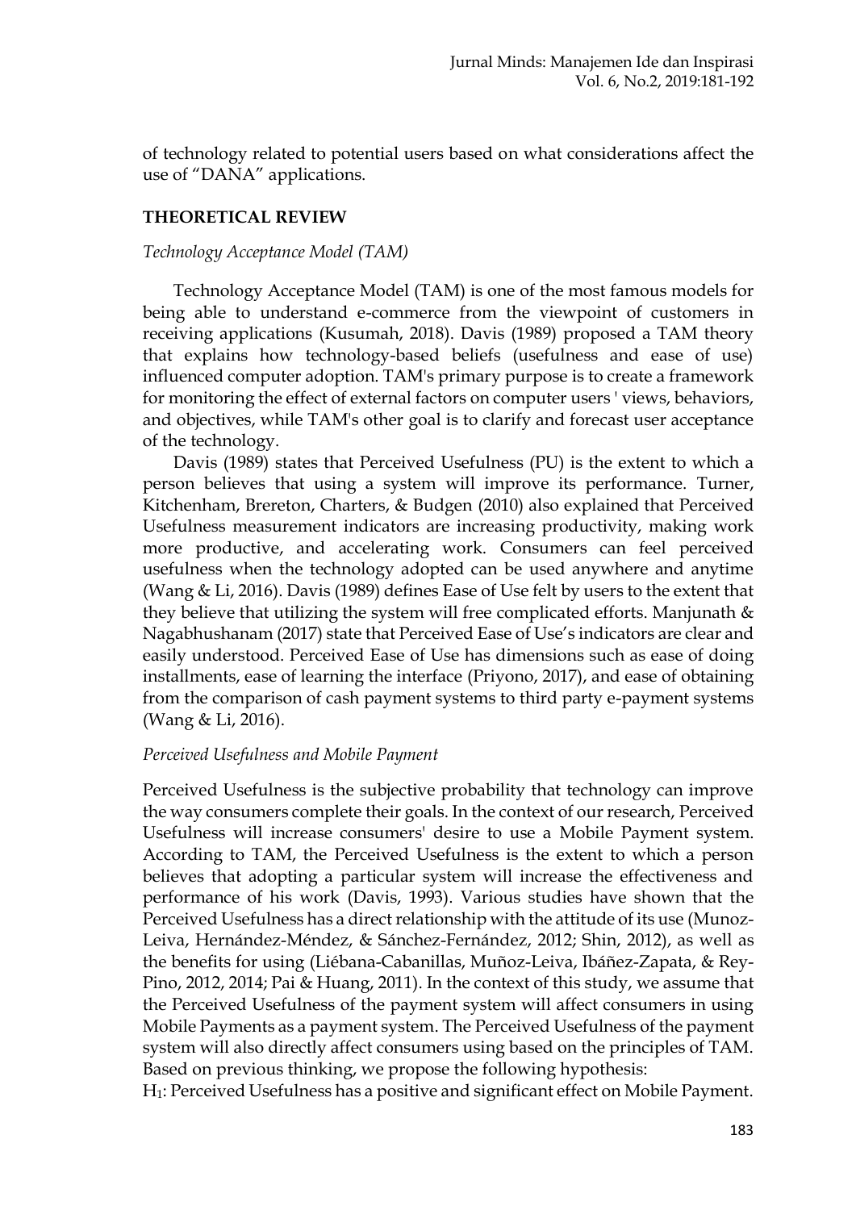of technology related to potential users based on what considerations affect the use of "DANA" applications.

## THEORETICAL REVIEW

### *Technology Acceptance Model (TAM)*

Technology Acceptance Model (TAM) is one of the most famous models for being able to understand e-commerce from the viewpoint of customers in receiving applications (Kusumah, 2018). Davis (1989) proposed a TAM theory that explains how technology-based beliefs (usefulness and ease of use) influenced computer adoption. TAM's primary purpose is to create a framework for monitoring the effect of external factors on computer users ' views, behaviors, and objectives, while TAM's other goal is to clarify and forecast user acceptance of the technology.

Davis (1989) states that Perceived Usefulness (PU) is the extent to which a person believes that using a system will improve its performance. Turner, Kitchenham, Brereton, Charters, & Budgen (2010) also explained that Perceived Usefulness measurement indicators are increasing productivity, making work more productive, and accelerating work. Consumers can feel perceived usefulness when the technology adopted can be used anywhere and anytime (Wang & Li, 2016). Davis (1989) defines Ease of Use felt by users to the extent that they believe that utilizing the system will free complicated efforts. Manjunath & Nagabhushanam (2017) state that Perceived Ease of Use's indicators are clear and easily understood. Perceived Ease of Use has dimensions such as ease of doing installments, ease of learning the interface (Priyono, 2017), and ease of obtaining from the comparison of cash payment systems to third party e-payment systems (Wang & Li, 2016).

### *Perceived Usefulness and Mobile Payment*

Perceived Usefulness is the subjective probability that technology can improve the way consumers complete their goals. In the context of our research, Perceived Usefulness will increase consumers' desire to use a Mobile Payment system. According to TAM, the Perceived Usefulness is the extent to which a person believes that adopting a particular system will increase the effectiveness and performance of his work (Davis, 1993). Various studies have shown that the Perceived Usefulness has a direct relationship with the attitude of its use (Munoz-Leiva, Hernández-Méndez, & Sánchez-Fernández, 2012; Shin, 2012), as well as the benefits for using (Liébana-Cabanillas, Muñoz-Leiva, Ibáñez-Zapata, & Rey-Pino, 2012, 2014; Pai & Huang, 2011). In the context of this study, we assume that the Perceived Usefulness of the payment system will affect consumers in using Mobile Payments as a payment system. The Perceived Usefulness of the payment system will also directly affect consumers using based on the principles of TAM. Based on previous thinking, we propose the following hypothesis:

$H_1$: Perceived Usefulness has a positive and significant effect on Mobile Payment.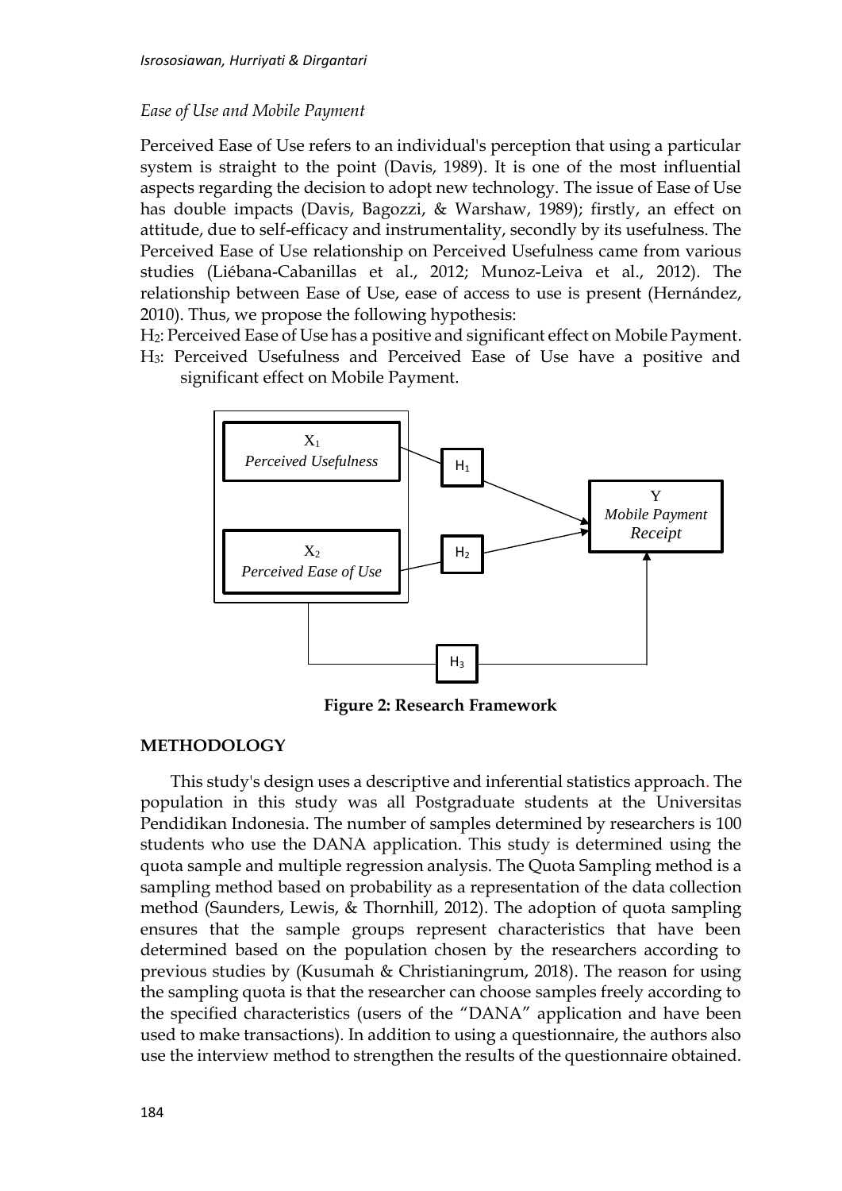*Ease of Use and Mobile Payment*

Perceived Ease of Use refers to an individual's perception that using a particular system is straight to the point (Davis, 1989). It is one of the most influential aspects regarding the decision to adopt new technology. The issue of Ease of Use has double impacts (Davis, Bagozzi, & Warshaw, 1989); firstly, an effect on attitude, due to self-efficacy and instrumentality, secondly by its usefulness. The Perceived Ease of Use relationship on Perceived Usefulness came from various studies (Liébana-Cabanillas et al., 2012; Munoz-Leiva et al., 2012). The relationship between Ease of Use, ease of access to use is present (Hernández, 2010). Thus, we propose the following hypothesis:

$H_2$: Perceived Ease of Use has a positive and significant effect on Mobile Payment.

$H_3$: Perceived Usefulness and Perceived Ease of Use have a positive and significant effect on Mobile Payment.

$X_1$ *Perceived Usefulness* → $H_1$ → Y *Mobile Payment Receipt*

$X_2$ *Perceived Ease of Use* → $H_2$ → Y *Mobile Payment Receipt*

$X_1$ and $X_2$ → $H_3$ → Y *Mobile Payment Receipt*

**Figure 2: Research Framework**

## METHODOLOGY

This study's design uses a descriptive and inferential statistics approach. The population in this study was all Postgraduate students at the Universitas Pendidikan Indonesia. The number of samples determined by researchers is 100 students who use the DANA application. This study is determined using the quota sample and multiple regression analysis. The Quota Sampling method is a sampling method based on probability as a representation of the data collection method (Saunders, Lewis, & Thornhill, 2012). The adoption of quota sampling ensures that the sample groups represent characteristics that have been determined based on the population chosen by the researchers according to previous studies by (Kusumah & Christianingrum, 2018). The reason for using the sampling quota is that the researcher can choose samples freely according to the specified characteristics (users of the "DANA" application and have been used to make transactions). In addition to using a questionnaire, the authors also use the interview method to strengthen the results of the questionnaire obtained.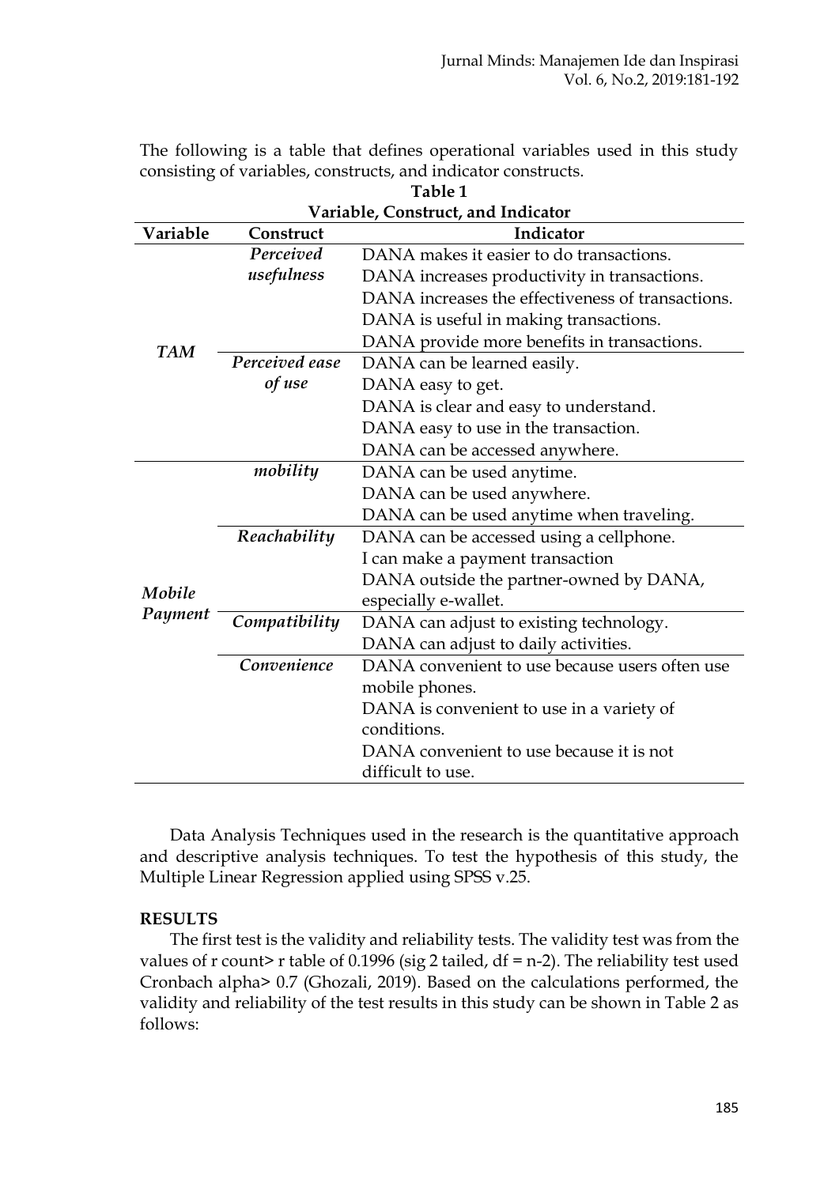The following is a table that defines operational variables used in this study consisting of variables, constructs, and indicator constructs.

**Table 1**
**Variable, Construct, and Indicator**

| Variable | Construct | Indicator |
|---|---|---|
| *TAM* | *Perceived usefulness* | DANA makes it easier to do transactions. |
| | | DANA increases productivity in transactions. |
| | | DANA increases the effectiveness of transactions. |
| | | DANA is useful in making transactions. |
| | | DANA provide more benefits in transactions. |
| | *Perceived ease of use* | DANA can be learned easily. |
| | | DANA easy to get. |
| | | DANA is clear and easy to understand. |
| | | DANA easy to use in the transaction. |
| | | DANA can be accessed anywhere. |
| *Mobile Payment* | *mobility* | DANA can be used anytime. |
| | | DANA can be used anywhere. |
| | | DANA can be used anytime when traveling. |
| | *Reachability* | DANA can be accessed using a cellphone. |
| | | I can make a payment transaction DANA outside the partner-owned by DANA, especially e-wallet. |
| | *Compatibility* | DANA can adjust to existing technology. |
| | | DANA can adjust to daily activities. |
| | *Convenience* | DANA convenient to use because users often use mobile phones. |
| | | DANA is convenient to use in a variety of conditions. |
| | | DANA convenient to use because it is not difficult to use. |

Data Analysis Techniques used in the research is the quantitative approach and descriptive analysis techniques. To test the hypothesis of this study, the Multiple Linear Regression applied using SPSS v.25.

**RESULTS**

The first test is the validity and reliability tests. The validity test was from the values of r count> r table of 0.1996 (sig 2 tailed, df = n-2). The reliability test used Cronbach alpha> 0.7 (Ghozali, 2019). Based on the calculations performed, the validity and reliability of the test results in this study can be shown in Table 2 as follows: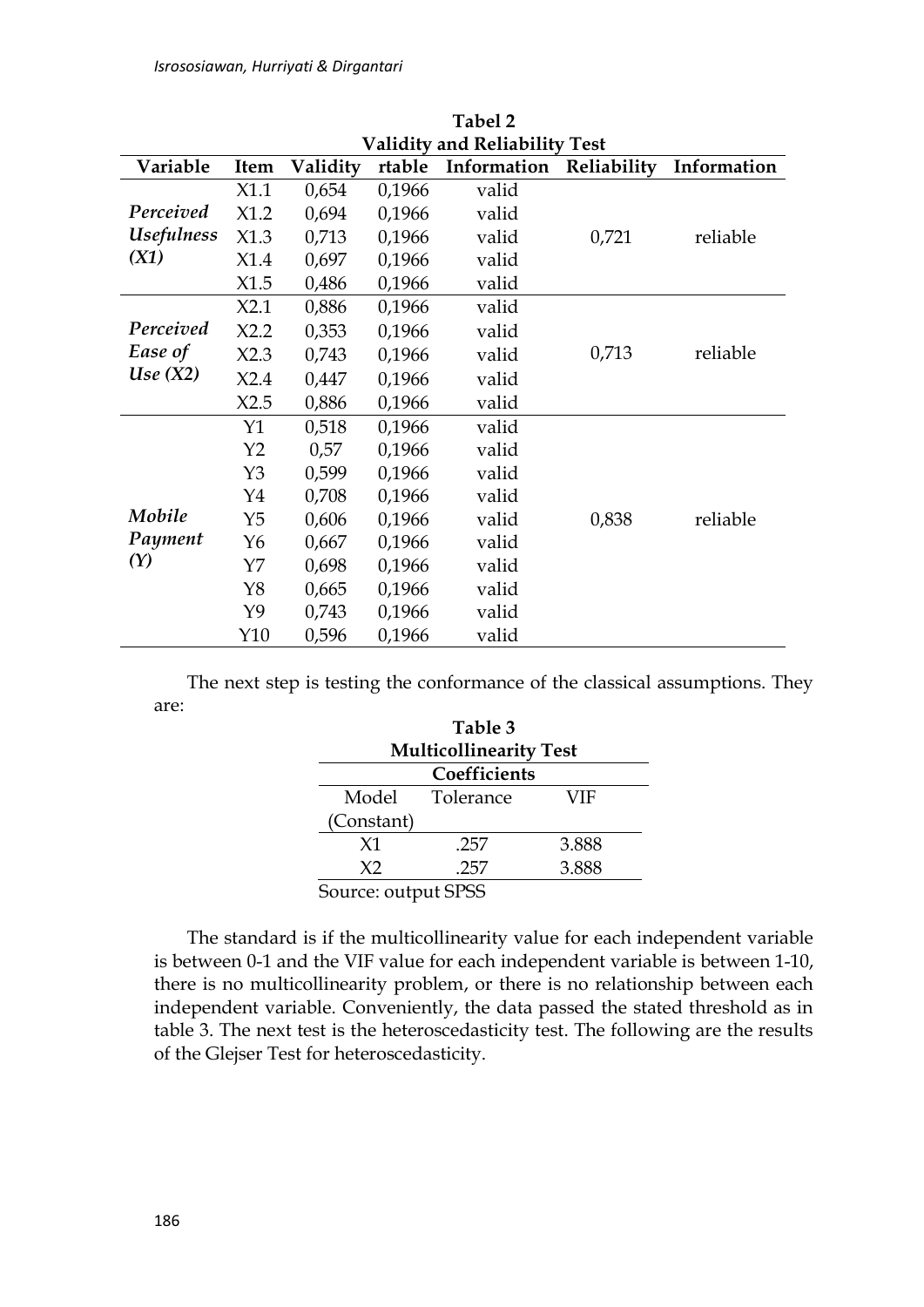**Tabel 2**
**Validity and Reliability Test**

| Variable | Item | Validity | rtable | Information | Reliability | Information |
|---|---|---|---|---|---|---|
| *Perceived Usefulness (X1)* | X1.1 | 0,654 | 0,1966 | valid | 0,721 | reliable |
| | X1.2 | 0,694 | 0,1966 | valid | | |
| | X1.3 | 0,713 | 0,1966 | valid | | |
| | X1.4 | 0,697 | 0,1966 | valid | | |
| | X1.5 | 0,486 | 0,1966 | valid | | |
| *Perceived Ease of Use (X2)* | X2.1 | 0,886 | 0,1966 | valid | 0,713 | reliable |
| | X2.2 | 0,353 | 0,1966 | valid | | |
| | X2.3 | 0,743 | 0,1966 | valid | | |
| | X2.4 | 0,447 | 0,1966 | valid | | |
| | X2.5 | 0,886 | 0,1966 | valid | | |
| *Mobile Payment (Y)* | Y1 | 0,518 | 0,1966 | valid | 0,838 | reliable |
| | Y2 | 0,57 | 0,1966 | valid | | |
| | Y3 | 0,599 | 0,1966 | valid | | |
| | Y4 | 0,708 | 0,1966 | valid | | |
| | Y5 | 0,606 | 0,1966 | valid | | |
| | Y6 | 0,667 | 0,1966 | valid | | |
| | Y7 | 0,698 | 0,1966 | valid | | |
| | Y8 | 0,665 | 0,1966 | valid | | |
| | Y9 | 0,743 | 0,1966 | valid | | |
| | Y10 | 0,596 | 0,1966 | valid | | |

The next step is testing the conformance of the classical assumptions. They are:

**Table 3**
**Multicollinearity Test**

| Coefficients | | |
|---|---|---|
| Model | Tolerance | VIF |
| (Constant) | | |
| X1 | .257 | 3.888 |
| X2 | .257 | 3.888 |

Source: output SPSS

The standard is if the multicollinearity value for each independent variable is between 0-1 and the VIF value for each independent variable is between 1-10, there is no multicollinearity problem, or there is no relationship between each independent variable. Conveniently, the data passed the stated threshold as in table 3. The next test is the heteroscedasticity test. The following are the results of the Glejser Test for heteroscedasticity.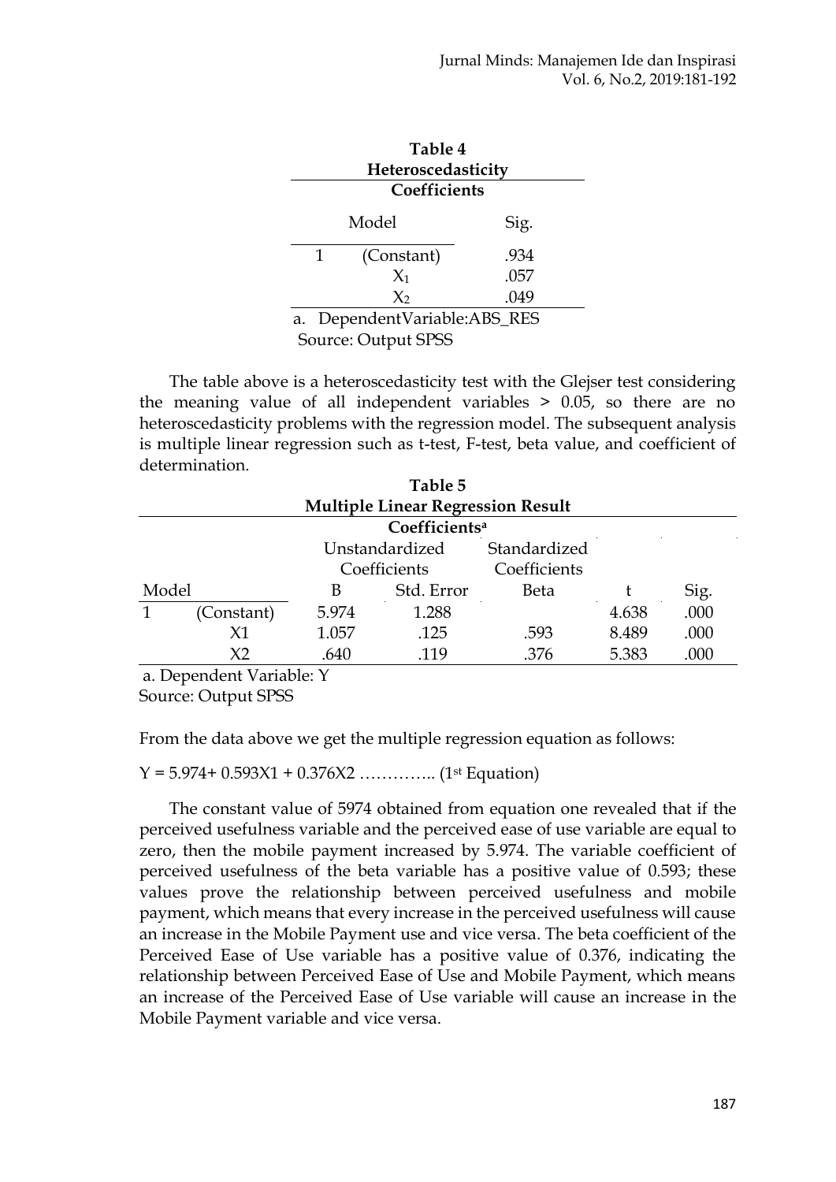**Table 4**
**Heteroscedasticity**

| Coefficients | | |
|---|---|---|
| Model | | Sig. |
| 1 | (Constant) | .934 |
| | $X_1$ | .057 |
| | $X_2$ | .049 |

a. DependentVariable:ABS_RES
Source: Output SPSS

The table above is a heteroscedasticity test with the Glejser test considering the meaning value of all independent variables > 0.05, so there are no heteroscedasticity problems with the regression model. The subsequent analysis is multiple linear regression such as t-test, F-test, beta value, and coefficient of determination.

**Table 5**
**Multiple Linear Regression Result**

| Coefficients[a] | | | | | | |
|---|---|---|---|---|---|---|
| | | Unstandardized Coefficients | | Standardized Coefficients | | |
| Model | | B | Std. Error | Beta | t | Sig. |
| 1 | (Constant) | 5.974 | 1.288 | | 4.638 | .000 |
| | X1 | 1.057 | .125 | .593 | 8.489 | .000 |
| | X2 | .640 | .119 | .376 | 5.383 | .000 |

a. Dependent Variable: Y
Source: Output SPSS

From the data above we get the multiple regression equation as follows:

$Y = 5.974 + 0.593X1 + 0.376X2$ ………….. (1st Equation)

The constant value of 5974 obtained from equation one revealed that if the perceived usefulness variable and the perceived ease of use variable are equal to zero, then the mobile payment increased by 5.974. The variable coefficient of perceived usefulness of the beta variable has a positive value of 0.593; these values prove the relationship between perceived usefulness and mobile payment, which means that every increase in the perceived usefulness will cause an increase in the Mobile Payment use and vice versa. The beta coefficient of the Perceived Ease of Use variable has a positive value of 0.376, indicating the relationship between Perceived Ease of Use and Mobile Payment, which means an increase of the Perceived Ease of Use variable will cause an increase in the Mobile Payment variable and vice versa.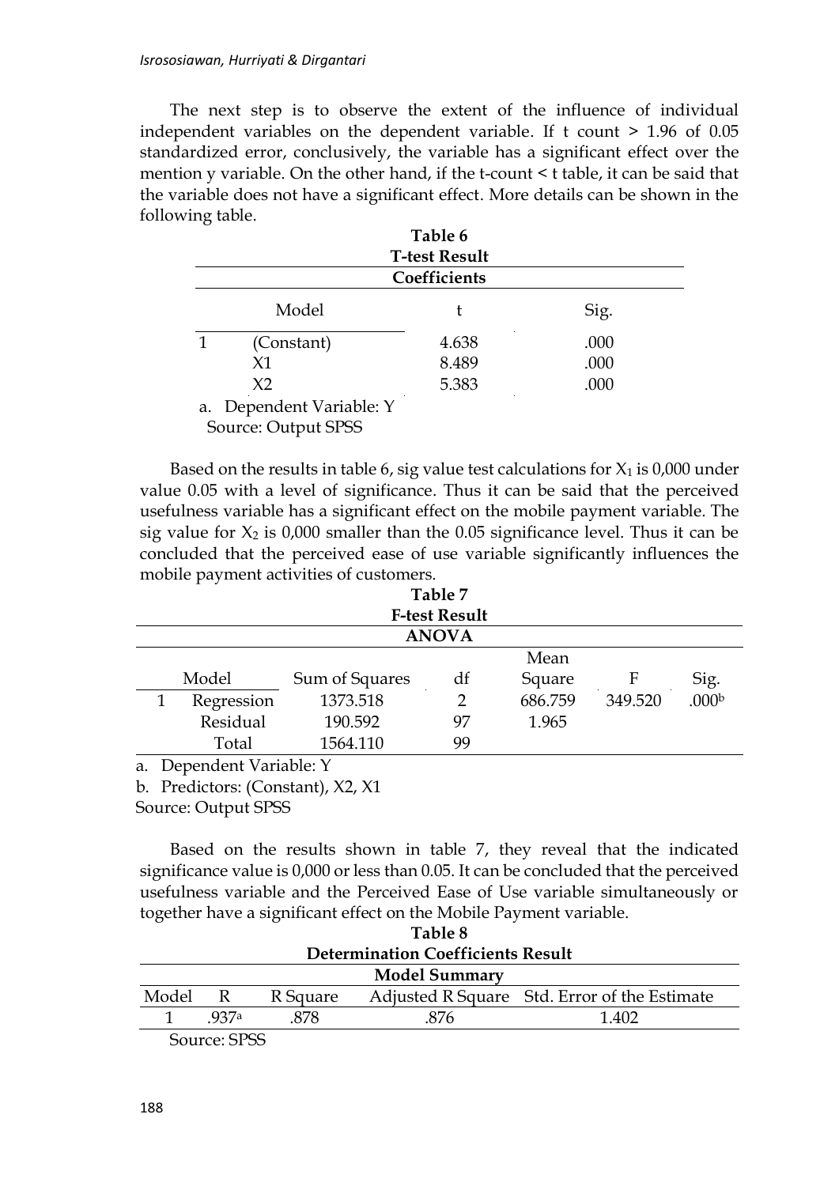The next step is to observe the extent of the influence of individual independent variables on the dependent variable. If t count > 1.96 of 0.05 standardized error, conclusively, the variable has a significant effect over the mention y variable. On the other hand, if the t-count < t table, it can be said that the variable does not have a significant effect. More details can be shown in the following table.

**Table 6**
**T-test Result**

**Coefficients**

| Model | | t | Sig. |
|---|---|---|---|
| 1 | (Constant) | 4.638 | .000 |
| | X1 | 8.489 | .000 |
| | X2 | 5.383 | .000 |

a. Dependent Variable: Y
Source: Output SPSS

Based on the results in table 6, sig value test calculations for $X_1$ is 0,000 under value 0.05 with a level of significance. Thus it can be said that the perceived usefulness variable has a significant effect on the mobile payment variable. The sig value for $X_2$ is 0,000 smaller than the 0.05 significance level. Thus it can be concluded that the perceived ease of use variable significantly influences the mobile payment activities of customers.

**Table 7**
**F-test Result**

**ANOVA**

| Model | | Sum of Squares | df | Mean Square | F | Sig. |
|---|---|---|---|---|---|---|
| 1 | Regression | 1373.518 | 2 | 686.759 | 349.520 | .000[b] |
| | Residual | 190.592 | 97 | 1.965 | | |
| | Total | 1564.110 | 99 | | | |

a. Dependent Variable: Y
b. Predictors: (Constant), X2, X1
Source: Output SPSS

Based on the results shown in table 7, they reveal that the indicated significance value is 0,000 or less than 0.05. It can be concluded that the perceived usefulness variable and the Perceived Ease of Use variable simultaneously or together have a significant effect on the Mobile Payment variable.

**Table 8**
**Determination Coefficients Result**

**Model Summary**

| Model | R | R Square | Adjusted R Square | Std. Error of the Estimate |
|---|---|---|---|---|
| 1 | .937[a] | .878 | .876 | 1.402 |

Source: SPSS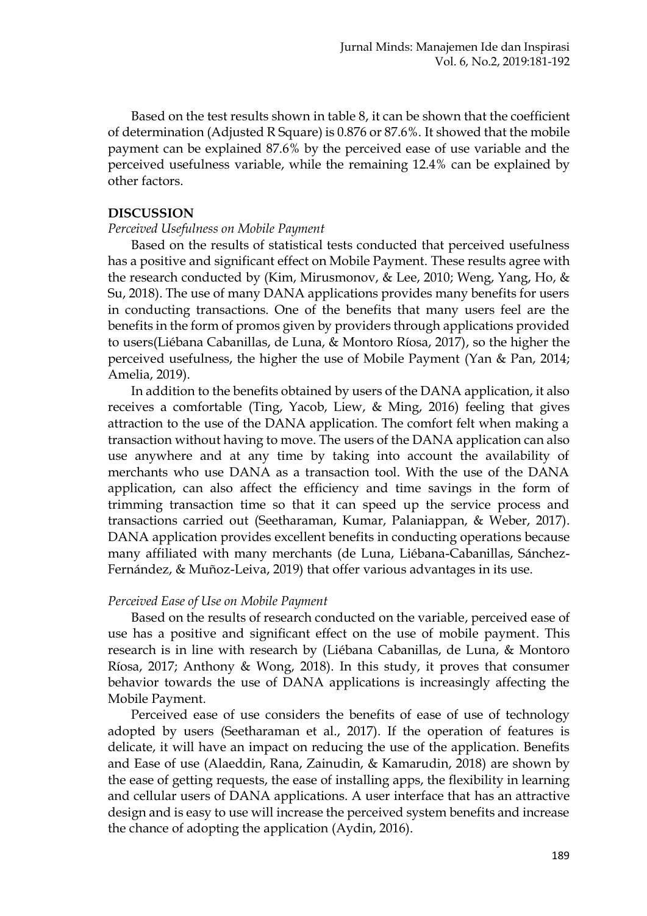Based on the test results shown in table 8, it can be shown that the coefficient of determination (Adjusted R Square) is 0.876 or 87.6%. It showed that the mobile payment can be explained 87.6% by the perceived ease of use variable and the perceived usefulness variable, while the remaining 12.4% can be explained by other factors.

## DISCUSSION

### *Perceived Usefulness on Mobile Payment*

Based on the results of statistical tests conducted that perceived usefulness has a positive and significant effect on Mobile Payment. These results agree with the research conducted by (Kim, Mirusmonov, & Lee, 2010; Weng, Yang, Ho, & Su, 2018). The use of many DANA applications provides many benefits for users in conducting transactions. One of the benefits that many users feel are the benefits in the form of promos given by providers through applications provided to users(Liébana Cabanillas, de Luna, & Montoro Ríosa, 2017), so the higher the perceived usefulness, the higher the use of Mobile Payment (Yan & Pan, 2014; Amelia, 2019).

In addition to the benefits obtained by users of the DANA application, it also receives a comfortable (Ting, Yacob, Liew, & Ming, 2016) feeling that gives attraction to the use of the DANA application. The comfort felt when making a transaction without having to move. The users of the DANA application can also use anywhere and at any time by taking into account the availability of merchants who use DANA as a transaction tool. With the use of the DANA application, can also affect the efficiency and time savings in the form of trimming transaction time so that it can speed up the service process and transactions carried out (Seetharaman, Kumar, Palaniappan, & Weber, 2017). DANA application provides excellent benefits in conducting operations because many affiliated with many merchants (de Luna, Liébana-Cabanillas, Sánchez-Fernández, & Muñoz-Leiva, 2019) that offer various advantages in its use.

### *Perceived Ease of Use on Mobile Payment*

Based on the results of research conducted on the variable, perceived ease of use has a positive and significant effect on the use of mobile payment. This research is in line with research by (Liébana Cabanillas, de Luna, & Montoro Ríosa, 2017; Anthony & Wong, 2018). In this study, it proves that consumer behavior towards the use of DANA applications is increasingly affecting the Mobile Payment.

Perceived ease of use considers the benefits of ease of use of technology adopted by users (Seetharaman et al., 2017). If the operation of features is delicate, it will have an impact on reducing the use of the application. Benefits and Ease of use (Alaeddin, Rana, Zainudin, & Kamarudin, 2018) are shown by the ease of getting requests, the ease of installing apps, the flexibility in learning and cellular users of DANA applications. A user interface that has an attractive design and is easy to use will increase the perceived system benefits and increase the chance of adopting the application (Aydin, 2016).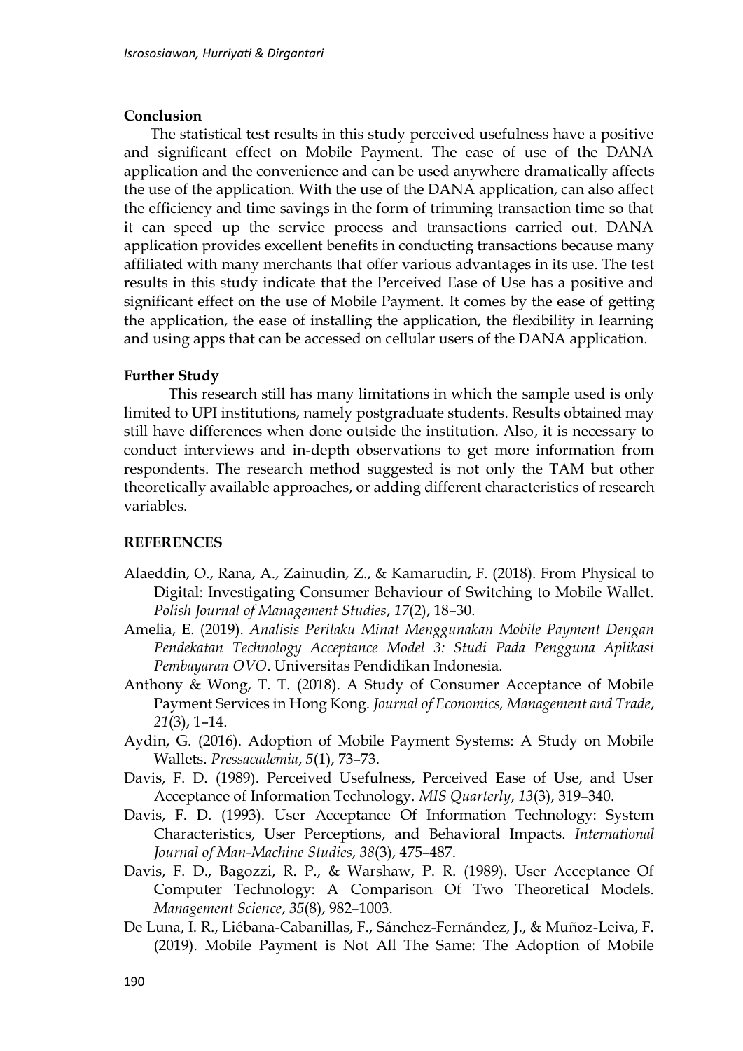**Conclusion**

The statistical test results in this study perceived usefulness have a positive and significant effect on Mobile Payment. The ease of use of the DANA application and the convenience and can be used anywhere dramatically affects the use of the application. With the use of the DANA application, can also affect the efficiency and time savings in the form of trimming transaction time so that it can speed up the service process and transactions carried out. DANA application provides excellent benefits in conducting transactions because many affiliated with many merchants that offer various advantages in its use. The test results in this study indicate that the Perceived Ease of Use has a positive and significant effect on the use of Mobile Payment. It comes by the ease of getting the application, the ease of installing the application, the flexibility in learning and using apps that can be accessed on cellular users of the DANA application.

**Further Study**

This research still has many limitations in which the sample used is only limited to UPI institutions, namely postgraduate students. Results obtained may still have differences when done outside the institution. Also, it is necessary to conduct interviews and in-depth observations to get more information from respondents. The research method suggested is not only the TAM but other theoretically available approaches, or adding different characteristics of research variables.

**REFERENCES**

Alaeddin, O., Rana, A., Zainudin, Z., & Kamarudin, F. (2018). From Physical to Digital: Investigating Consumer Behaviour of Switching to Mobile Wallet. *Polish Journal of Management Studies*, *17*(2), 18–30.

Amelia, E. (2019). *Analisis Perilaku Minat Menggunakan Mobile Payment Dengan Pendekatan Technology Acceptance Model 3: Studi Pada Pengguna Aplikasi Pembayaran OVO*. Universitas Pendidikan Indonesia.

Anthony & Wong, T. T. (2018). A Study of Consumer Acceptance of Mobile Payment Services in Hong Kong. *Journal of Economics, Management and Trade*, *21*(3), 1–14.

Aydin, G. (2016). Adoption of Mobile Payment Systems: A Study on Mobile Wallets. *Pressacademia*, *5*(1), 73–73.

Davis, F. D. (1989). Perceived Usefulness, Perceived Ease of Use, and User Acceptance of Information Technology. *MIS Quarterly*, *13*(3), 319–340.

Davis, F. D. (1993). User Acceptance Of Information Technology: System Characteristics, User Perceptions, and Behavioral Impacts. *International Journal of Man-Machine Studies*, *38*(3), 475–487.

Davis, F. D., Bagozzi, R. P., & Warshaw, P. R. (1989). User Acceptance Of Computer Technology: A Comparison Of Two Theoretical Models. *Management Science*, *35*(8), 982–1003.

De Luna, I. R., Liébana-Cabanillas, F., Sánchez-Fernández, J., & Muñoz-Leiva, F. (2019). Mobile Payment is Not All The Same: The Adoption of Mobile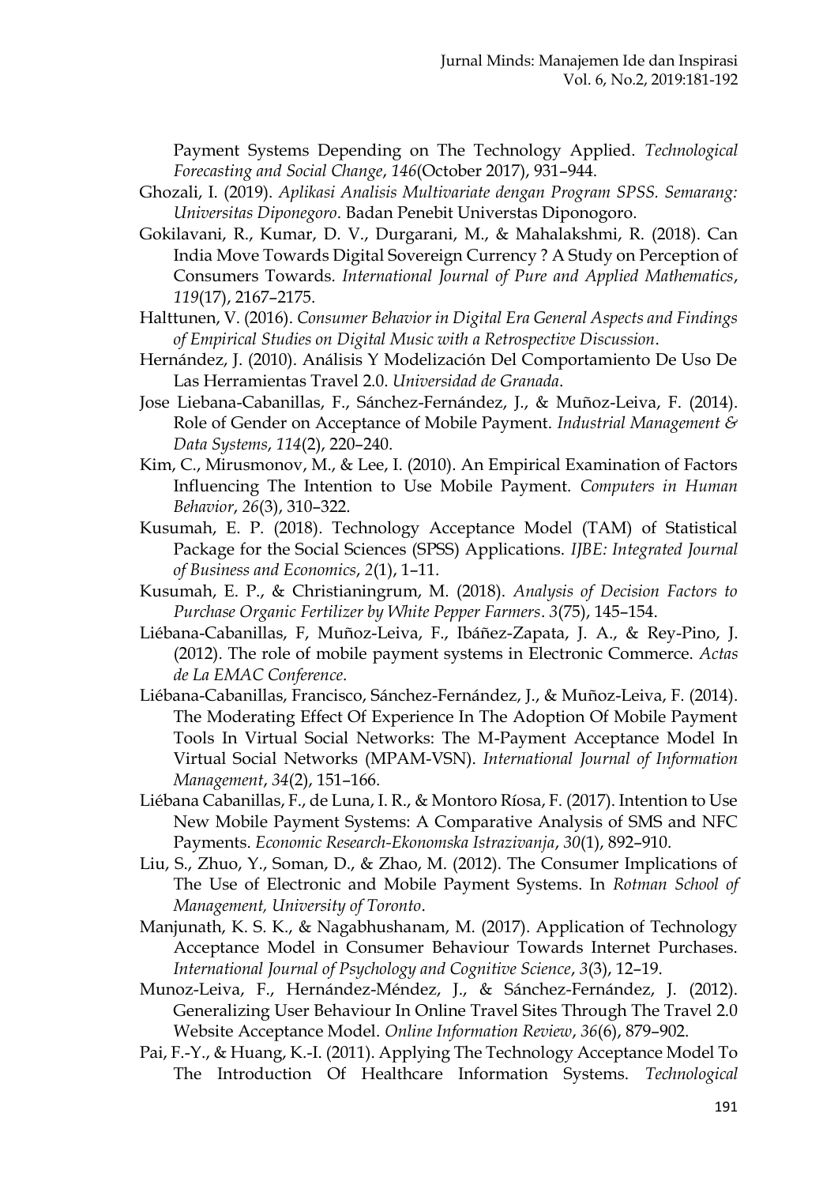Payment Systems Depending on The Technology Applied. *Technological Forecasting and Social Change*, *146*(October 2017), 931–944.

Ghozali, I. (2019). *Aplikasi Analisis Multivariate dengan Program SPSS. Semarang: Universitas Diponegoro*. Badan Penebit Universtas Diponogoro.

Gokilavani, R., Kumar, D. V., Durgarani, M., & Mahalakshmi, R. (2018). Can India Move Towards Digital Sovereign Currency ? A Study on Perception of Consumers Towards. *International Journal of Pure and Applied Mathematics*, *119*(17), 2167–2175.

Halttunen, V. (2016). *Consumer Behavior in Digital Era General Aspects and Findings of Empirical Studies on Digital Music with a Retrospective Discussion*.

Hernández, J. (2010). Análisis Y Modelización Del Comportamiento De Uso De Las Herramientas Travel 2.0. *Universidad de Granada*.

Jose Liebana-Cabanillas, F., Sánchez-Fernández, J., & Muñoz-Leiva, F. (2014). Role of Gender on Acceptance of Mobile Payment. *Industrial Management & Data Systems*, *114*(2), 220–240.

Kim, C., Mirusmonov, M., & Lee, I. (2010). An Empirical Examination of Factors Influencing The Intention to Use Mobile Payment. *Computers in Human Behavior*, *26*(3), 310–322.

Kusumah, E. P. (2018). Technology Acceptance Model (TAM) of Statistical Package for the Social Sciences (SPSS) Applications. *IJBE: Integrated Journal of Business and Economics*, *2*(1), 1–11.

Kusumah, E. P., & Christianingrum, M. (2018). *Analysis of Decision Factors to Purchase Organic Fertilizer by White Pepper Farmers*. *3*(75), 145–154.

Liébana-Cabanillas, F, Muñoz-Leiva, F., Ibáñez-Zapata, J. A., & Rey-Pino, J. (2012). The role of mobile payment systems in Electronic Commerce. *Actas de La EMAC Conference*.

Liébana-Cabanillas, Francisco, Sánchez-Fernández, J., & Muñoz-Leiva, F. (2014). The Moderating Effect Of Experience In The Adoption Of Mobile Payment Tools In Virtual Social Networks: The M-Payment Acceptance Model In Virtual Social Networks (MPAM-VSN). *International Journal of Information Management*, *34*(2), 151–166.

Liébana Cabanillas, F., de Luna, I. R., & Montoro Ríosa, F. (2017). Intention to Use New Mobile Payment Systems: A Comparative Analysis of SMS and NFC Payments. *Economic Research-Ekonomska Istrazivanja*, *30*(1), 892–910.

Liu, S., Zhuo, Y., Soman, D., & Zhao, M. (2012). The Consumer Implications of The Use of Electronic and Mobile Payment Systems. In *Rotman School of Management, University of Toronto*.

Manjunath, K. S. K., & Nagabhushanam, M. (2017). Application of Technology Acceptance Model in Consumer Behaviour Towards Internet Purchases. *International Journal of Psychology and Cognitive Science*, *3*(3), 12–19.

Munoz-Leiva, F., Hernández-Méndez, J., & Sánchez-Fernández, J. (2012). Generalizing User Behaviour In Online Travel Sites Through The Travel 2.0 Website Acceptance Model. *Online Information Review*, *36*(6), 879–902.

Pai, F.-Y., & Huang, K.-I. (2011). Applying The Technology Acceptance Model To The Introduction Of Healthcare Information Systems. *Technological*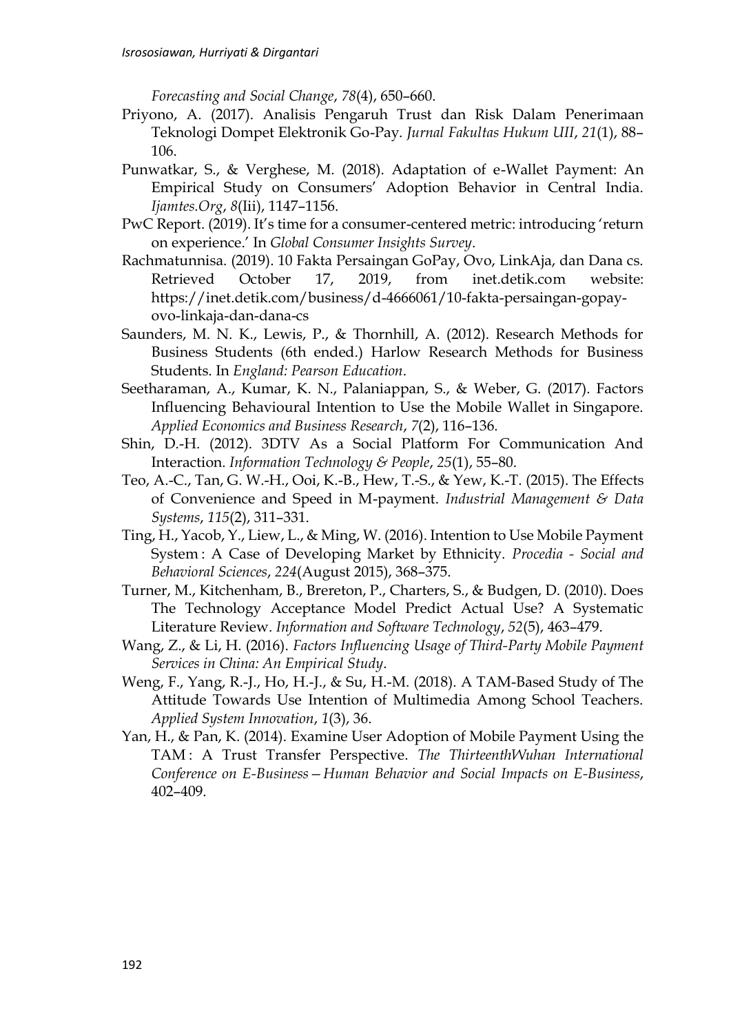*Forecasting and Social Change*, *78*(4), 650–660.

Priyono, A. (2017). Analisis Pengaruh Trust dan Risk Dalam Penerimaan Teknologi Dompet Elektronik Go-Pay. *Jurnal Fakultas Hukum UII*, *21*(1), 88–106.

Punwatkar, S., & Verghese, M. (2018). Adaptation of e-Wallet Payment: An Empirical Study on Consumers' Adoption Behavior in Central India. *Ijamtes.Org*, *8*(Iii), 1147–1156.

PwC Report. (2019). It's time for a consumer-centered metric: introducing 'return on experience.' In *Global Consumer Insights Survey*.

Rachmatunnisa. (2019). 10 Fakta Persaingan GoPay, Ovo, LinkAja, dan Dana cs. Retrieved October 17, 2019, from inet.detik.com website: https://inet.detik.com/business/d-4666061/10-fakta-persaingan-gopay-ovo-linkaja-dan-dana-cs

Saunders, M. N. K., Lewis, P., & Thornhill, A. (2012). Research Methods for Business Students (6th ended.) Harlow Research Methods for Business Students. In *England: Pearson Education*.

Seetharaman, A., Kumar, K. N., Palaniappan, S., & Weber, G. (2017). Factors Influencing Behavioural Intention to Use the Mobile Wallet in Singapore. *Applied Economics and Business Research*, *7*(2), 116–136.

Shin, D.-H. (2012). 3DTV As a Social Platform For Communication And Interaction. *Information Technology & People*, *25*(1), 55–80.

Teo, A.-C., Tan, G. W.-H., Ooi, K.-B., Hew, T.-S., & Yew, K.-T. (2015). The Effects of Convenience and Speed in M-payment. *Industrial Management & Data Systems*, *115*(2), 311–331.

Ting, H., Yacob, Y., Liew, L., & Ming, W. (2016). Intention to Use Mobile Payment System : A Case of Developing Market by Ethnicity. *Procedia - Social and Behavioral Sciences*, *224*(August 2015), 368–375.

Turner, M., Kitchenham, B., Brereton, P., Charters, S., & Budgen, D. (2010). Does The Technology Acceptance Model Predict Actual Use? A Systematic Literature Review. *Information and Software Technology*, *52*(5), 463–479.

Wang, Z., & Li, H. (2016). *Factors Influencing Usage of Third-Party Mobile Payment Services in China: An Empirical Study*.

Weng, F., Yang, R.-J., Ho, H.-J., & Su, H.-M. (2018). A TAM-Based Study of The Attitude Towards Use Intention of Multimedia Among School Teachers. *Applied System Innovation*, *1*(3), 36.

Yan, H., & Pan, K. (2014). Examine User Adoption of Mobile Payment Using the TAM : A Trust Transfer Perspective. *The ThirteenthWuhan International Conference on E-Business—Human Behavior and Social Impacts on E-Business*, 402–409.